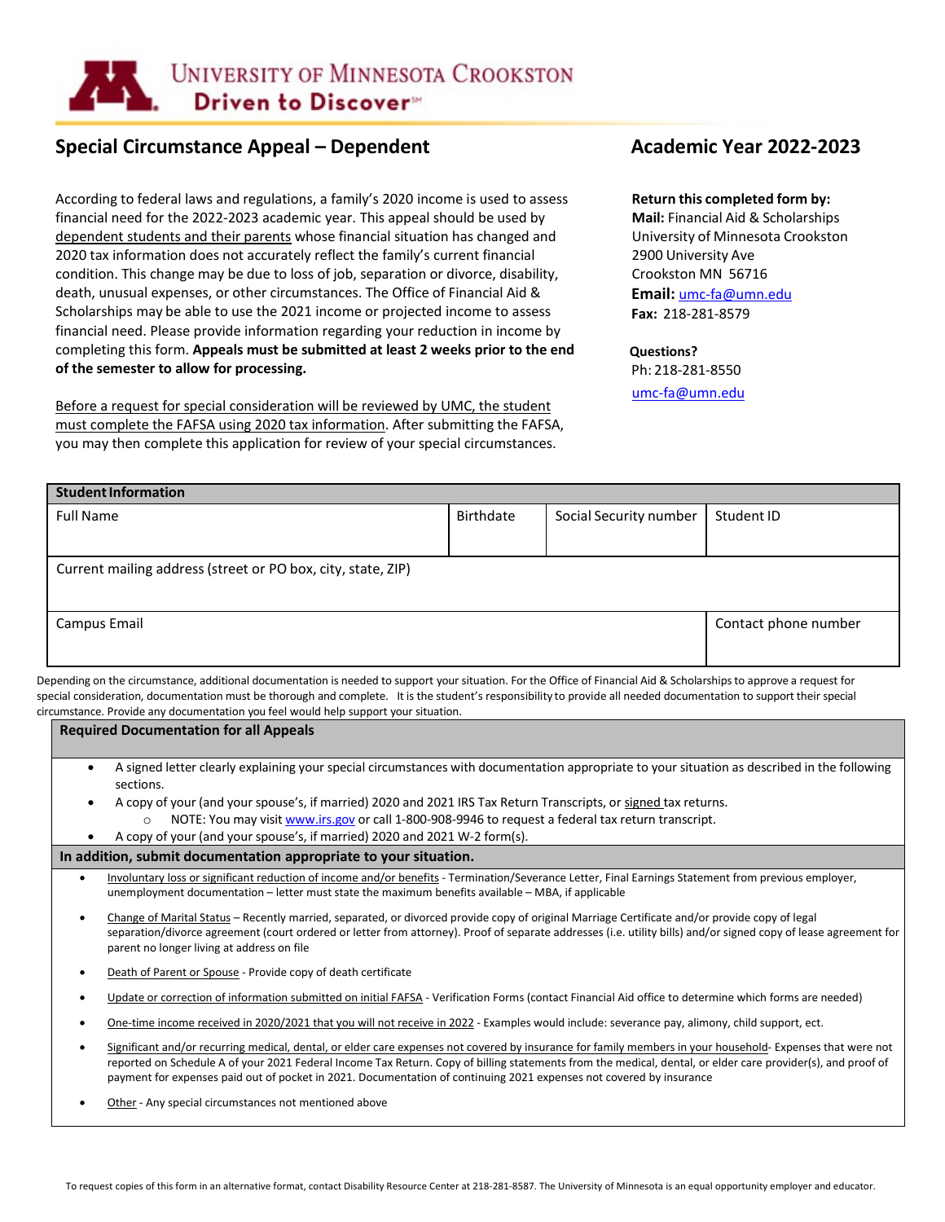University of Minnesota Crookston
Driven to Discover℠

## Special Circumstance Appeal – Dependent

## Academic Year 2022-2023

According to federal laws and regulations, a family's 2020 income is used to assess financial need for the 2022-2023 academic year. This appeal should be used by dependent students and their parents whose financial situation has changed and 2020 tax information does not accurately reflect the family's current financial condition. This change may be due to loss of job, separation or divorce, disability, death, unusual expenses, or other circumstances. The Office of Financial Aid & Scholarships may be able to use the 2021 income or projected income to assess financial need. Please provide information regarding your reduction in income by completing this form. **Appeals must be submitted at least 2 weeks prior to the end of the semester to allow for processing.**

Before a request for special consideration will be reviewed by UMC, the student must complete the FAFSA using 2020 tax information. After submitting the FAFSA, you may then complete this application for review of your special circumstances.

**Return this completed form by:**
**Mail:** Financial Aid & Scholarships
University of Minnesota Crookston
2900 University Ave
Crookston MN 56716
**Email:** umc-fa@umn.edu
**Fax:** 218-281-8579

**Questions?**
Ph: 218-281-8550
umc-fa@umn.edu

| **Student Information** | | | |
|---|---|---|---|
| Full Name | Birthdate | Social Security number | Student ID |
| Current mailing address (street or PO box, city, state, ZIP) | | | |
| Campus Email | | | Contact phone number |

Depending on the circumstance, additional documentation is needed to support your situation. For the Office of Financial Aid & Scholarships to approve a request for special consideration, documentation must be thorough and complete. It is the student's responsibility to provide all needed documentation to support their special circumstance. Provide any documentation you feel would help support your situation.

**Required Documentation for all Appeals**

- A signed letter clearly explaining your special circumstances with documentation appropriate to your situation as described in the following sections.
- A copy of your (and your spouse's, if married) 2020 and 2021 IRS Tax Return Transcripts, or signed tax returns.
  - NOTE: You may visit www.irs.gov or call 1-800-908-9946 to request a federal tax return transcript.
- A copy of your (and your spouse's, if married) 2020 and 2021 W-2 form(s).

**In addition, submit documentation appropriate to your situation.**

- Involuntary loss or significant reduction of income and/or benefits - Termination/Severance Letter, Final Earnings Statement from previous employer, unemployment documentation – letter must state the maximum benefits available – MBA, if applicable
- Change of Marital Status – Recently married, separated, or divorced provide copy of original Marriage Certificate and/or provide copy of legal separation/divorce agreement (court ordered or letter from attorney). Proof of separate addresses (i.e. utility bills) and/or signed copy of lease agreement for parent no longer living at address on file
- Death of Parent or Spouse - Provide copy of death certificate
- Update or correction of information submitted on initial FAFSA - Verification Forms (contact Financial Aid office to determine which forms are needed)
- One-time income received in 2020/2021 that you will not receive in 2022 - Examples would include: severance pay, alimony, child support, ect.
- Significant and/or recurring medical, dental, or elder care expenses not covered by insurance for family members in your household- Expenses that were not reported on Schedule A of your 2021 Federal Income Tax Return. Copy of billing statements from the medical, dental, or elder care provider(s), and proof of payment for expenses paid out of pocket in 2021. Documentation of continuing 2021 expenses not covered by insurance
- Other - Any special circumstances not mentioned above

To request copies of this form in an alternative format, contact Disability Resource Center at 218-281-8587. The University of Minnesota is an equal opportunity employer and educator.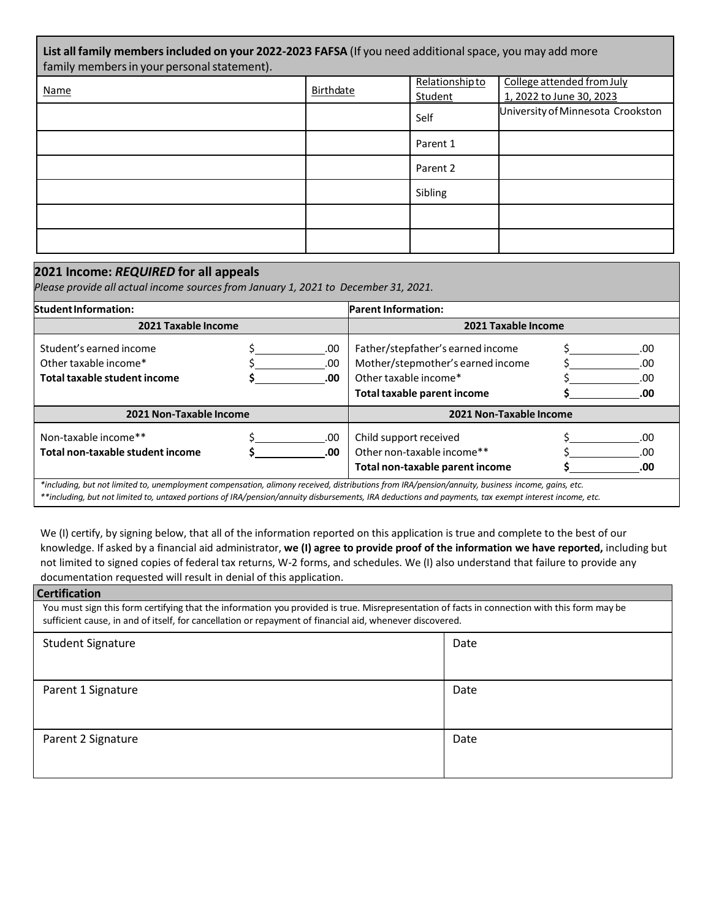**List all family members included on your 2022-2023 FAFSA** (If you need additional space, you may add more family members in your personal statement).

| Name | Birthdate | Relationship to Student | College attended from July 1, 2022 to June 30, 2023 |
|---|---|---|---|
| | | Self | University of Minnesota Crookston |
| | | Parent 1 | |
| | | Parent 2 | |
| | | Sibling | |
| | | | |
| | | | |

## 2021 Income: *REQUIRED* for all appeals

*Please provide all actual income sources from January 1, 2021 to December 31, 2021.*

| Student Information: | | Parent Information: | |
|---|---|---|---|
| **2021 Taxable Income** | | **2021 Taxable Income** | |
| Student's earned income | $\_\_\_\_\_\_\_\_.00 | Father/stepfather's earned income | $\_\_\_\_\_\_\_\_.00 |
| Other taxable income* | $\_\_\_\_\_\_\_\_.00 | Mother/stepmother's earned income | $\_\_\_\_\_\_\_\_.00 |
| **Total taxable student income** | **$\_\_\_\_\_\_\_\_.00** | Other taxable income* | $\_\_\_\_\_\_\_\_.00 |
| | | **Total taxable parent income** | **$\_\_\_\_\_\_\_\_.00** |
| **2021 Non-Taxable Income** | | **2021 Non-Taxable Income** | |
| Non-taxable income** | $\_\_\_\_\_\_\_\_.00 | Child support received | $\_\_\_\_\_\_\_\_.00 |
| **Total non-taxable student income** | **$\_\_\_\_\_\_\_\_.00** | Other non-taxable income** | $\_\_\_\_\_\_\_\_.00 |
| | | **Total non-taxable parent income** | **$\_\_\_\_\_\_\_\_.00** |

*\*including, but not limited to, unemployment compensation, alimony received, distributions from IRA/pension/annuity, business income, gains, etc.*
*\*\*including, but not limited to, untaxed portions of IRA/pension/annuity disbursements, IRA deductions and payments, tax exempt interest income, etc.*

We (I) certify, by signing below, that all of the information reported on this application is true and complete to the best of our knowledge. If asked by a financial aid administrator, **we (I) agree to provide proof of the information we have reported,** including but not limited to signed copies of federal tax returns, W-2 forms, and schedules. We (I) also understand that failure to provide any documentation requested will result in denial of this application.

**Certification**

You must sign this form certifying that the information you provided is true. Misrepresentation of facts in connection with this form may be sufficient cause, in and of itself, for cancellation or repayment of financial aid, whenever discovered.

| | |
|---|---|
| Student Signature | Date |
| Parent 1 Signature | Date |
| Parent 2 Signature | Date |